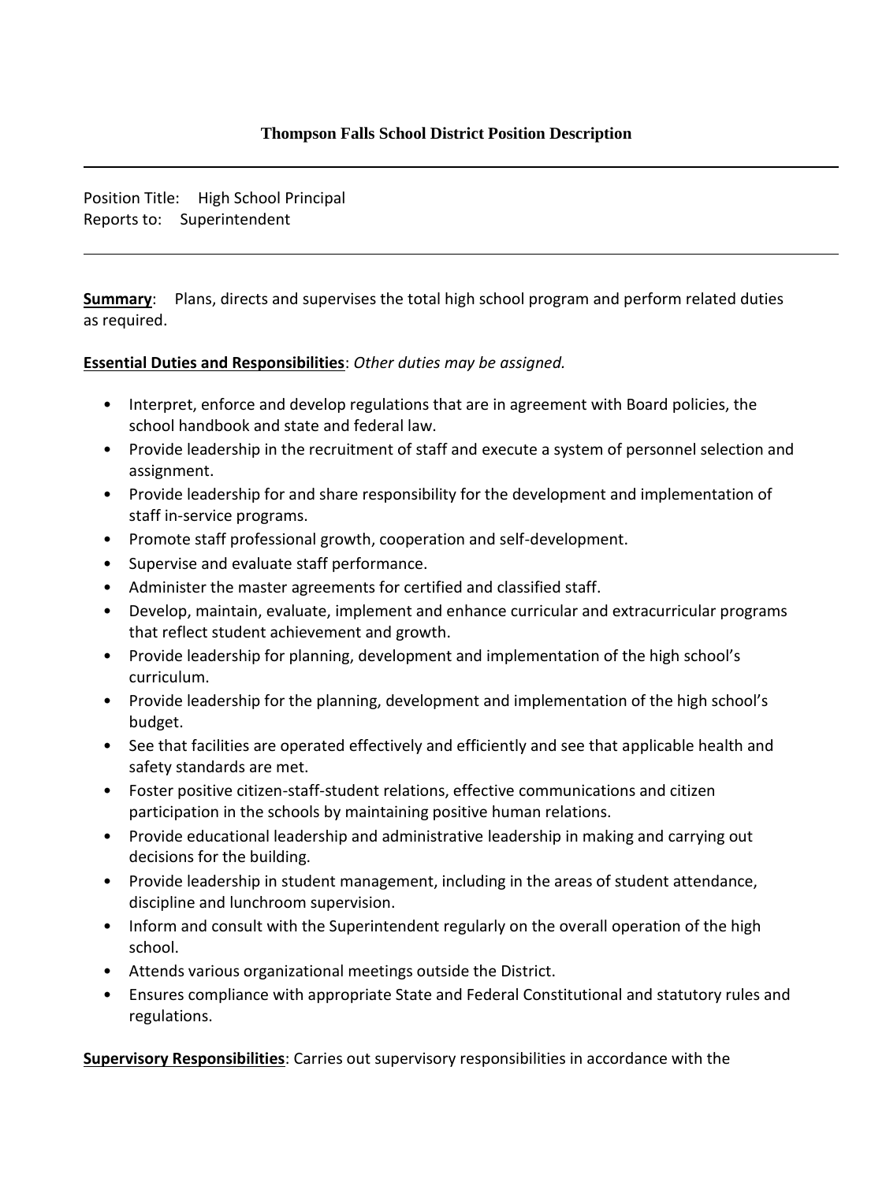# Thompson Falls School District Position Description

---

Position Title: High School Principal
Reports to: Superintendent

---

**Summary**: Plans, directs and supervises the total high school program and perform related duties as required.

**Essential Duties and Responsibilities**: *Other duties may be assigned.*

- Interpret, enforce and develop regulations that are in agreement with Board policies, the school handbook and state and federal law.
- Provide leadership in the recruitment of staff and execute a system of personnel selection and assignment.
- Provide leadership for and share responsibility for the development and implementation of staff in-service programs.
- Promote staff professional growth, cooperation and self-development.
- Supervise and evaluate staff performance.
- Administer the master agreements for certified and classified staff.
- Develop, maintain, evaluate, implement and enhance curricular and extracurricular programs that reflect student achievement and growth.
- Provide leadership for planning, development and implementation of the high school's curriculum.
- Provide leadership for the planning, development and implementation of the high school's budget.
- See that facilities are operated effectively and efficiently and see that applicable health and safety standards are met.
- Foster positive citizen-staff-student relations, effective communications and citizen participation in the schools by maintaining positive human relations.
- Provide educational leadership and administrative leadership in making and carrying out decisions for the building.
- Provide leadership in student management, including in the areas of student attendance, discipline and lunchroom supervision.
- Inform and consult with the Superintendent regularly on the overall operation of the high school.
- Attends various organizational meetings outside the District.
- Ensures compliance with appropriate State and Federal Constitutional and statutory rules and regulations.

**Supervisory Responsibilities**: Carries out supervisory responsibilities in accordance with the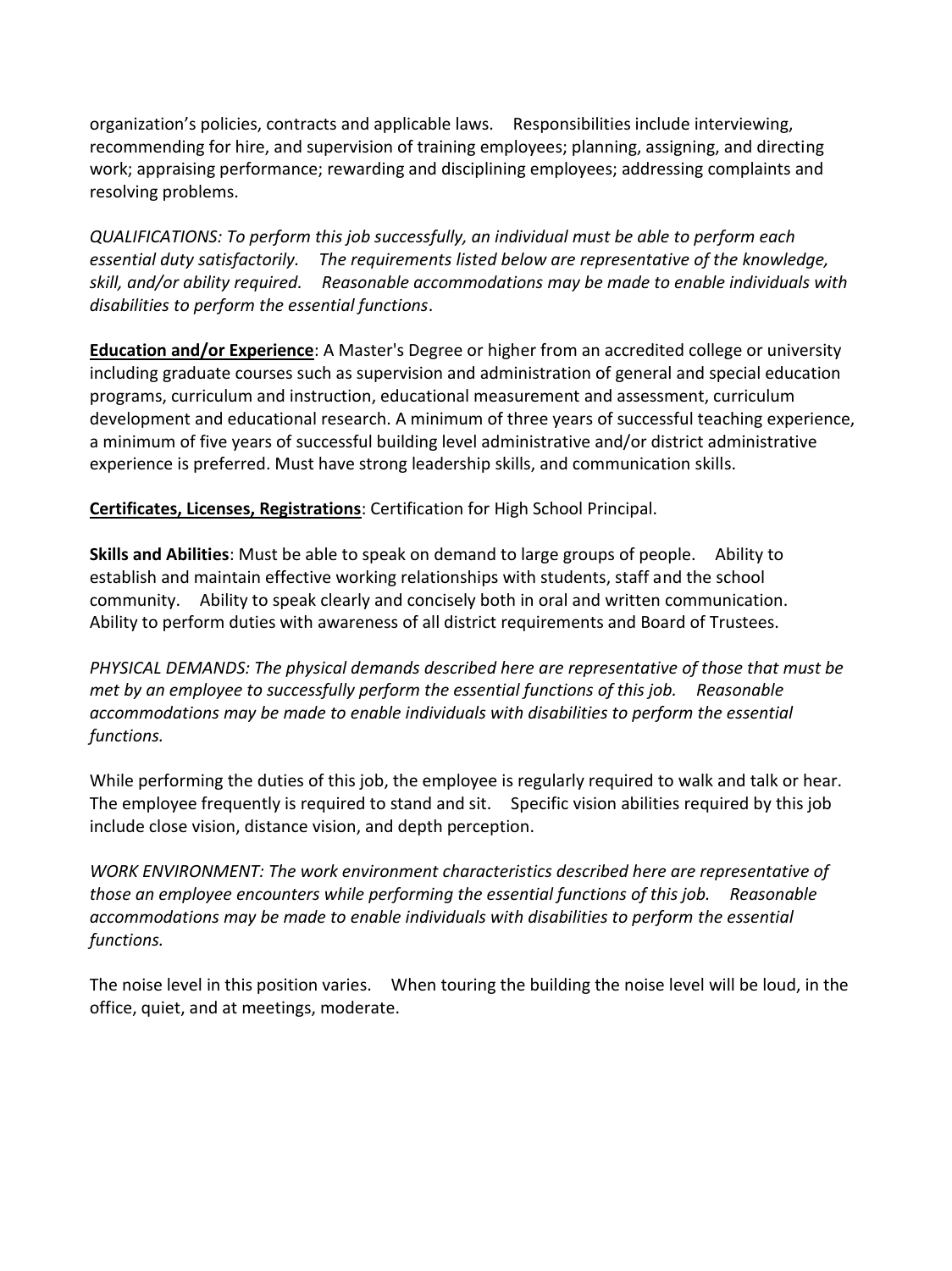organization's policies, contracts and applicable laws. Responsibilities include interviewing, recommending for hire, and supervision of training employees; planning, assigning, and directing work; appraising performance; rewarding and disciplining employees; addressing complaints and resolving problems.

*QUALIFICATIONS: To perform this job successfully, an individual must be able to perform each essential duty satisfactorily. The requirements listed below are representative of the knowledge, skill, and/or ability required. Reasonable accommodations may be made to enable individuals with disabilities to perform the essential functions*.

**Education and/or Experience**: A Master's Degree or higher from an accredited college or university including graduate courses such as supervision and administration of general and special education programs, curriculum and instruction, educational measurement and assessment, curriculum development and educational research. A minimum of three years of successful teaching experience, a minimum of five years of successful building level administrative and/or district administrative experience is preferred. Must have strong leadership skills, and communication skills.

**Certificates, Licenses, Registrations**: Certification for High School Principal.

**Skills and Abilities**: Must be able to speak on demand to large groups of people. Ability to establish and maintain effective working relationships with students, staff and the school community. Ability to speak clearly and concisely both in oral and written communication. Ability to perform duties with awareness of all district requirements and Board of Trustees.

*PHYSICAL DEMANDS: The physical demands described here are representative of those that must be met by an employee to successfully perform the essential functions of this job. Reasonable accommodations may be made to enable individuals with disabilities to perform the essential functions.*

While performing the duties of this job, the employee is regularly required to walk and talk or hear. The employee frequently is required to stand and sit. Specific vision abilities required by this job include close vision, distance vision, and depth perception.

*WORK ENVIRONMENT: The work environment characteristics described here are representative of those an employee encounters while performing the essential functions of this job. Reasonable accommodations may be made to enable individuals with disabilities to perform the essential functions.*

The noise level in this position varies. When touring the building the noise level will be loud, in the office, quiet, and at meetings, moderate.